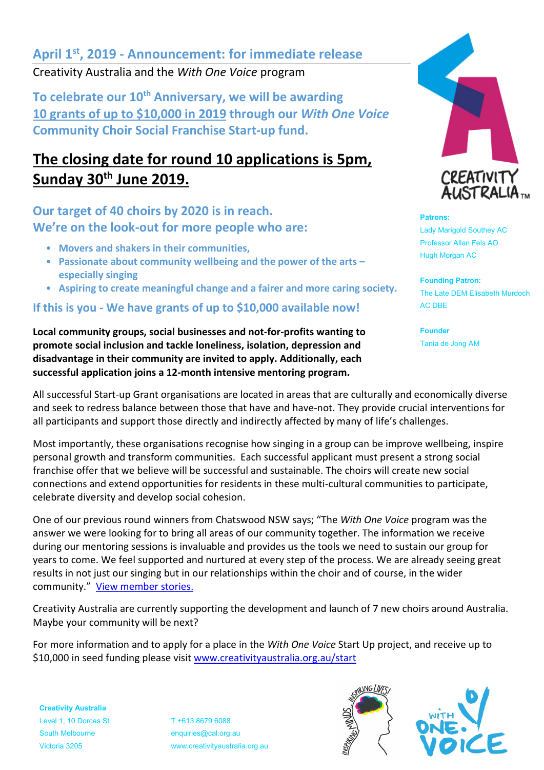## April 1st, 2019 - Announcement: for immediate release

Creativity Australia and the *With One Voice* program

**To celebrate our 10th Anniversary, we will be awarding 10 grants of up to $10,000 in 2019 through our *With One Voice* Community Choir Social Franchise Start-up fund.**

## The closing date for round 10 applications is 5pm, Sunday 30th June 2019.

**Our target of 40 choirs by 2020 is in reach.**
**We're on the look-out for more people who are:**

- **Movers and shakers in their communities,**
- **Passionate about community wellbeing and the power of the arts – especially singing**
- **Aspiring to create meaningful change and a fairer and more caring society.**

**If this is you - We have grants of up to $10,000 available now!**

**Local community groups, social businesses and not-for-profits wanting to promote social inclusion and tackle loneliness, isolation, depression and disadvantage in their community are invited to apply. Additionally, each successful application joins a 12-month intensive mentoring program.**

**Patrons:**
Lady Marigold Southey AC
Professor Allan Fels AO
Hugh Morgan AC

**Founding Patron:**
The Late DEM Elisabeth Murdoch AC DBE

**Founder**
Tania de Jong AM

All successful Start-up Grant organisations are located in areas that are culturally and economically diverse and seek to redress balance between those that have and have-not. They provide crucial interventions for all participants and support those directly and indirectly affected by many of life's challenges.

Most importantly, these organisations recognise how singing in a group can be improve wellbeing, inspire personal growth and transform communities. Each successful applicant must present a strong social franchise offer that we believe will be successful and sustainable. The choirs will create new social connections and extend opportunities for residents in these multi-cultural communities to participate, celebrate diversity and develop social cohesion.

One of our previous round winners from Chatswood NSW says; "The *With One Voice* program was the answer we were looking for to bring all areas of our community together. The information we receive during our mentoring sessions is invaluable and provides us the tools we need to sustain our group for years to come. We feel supported and nurtured at every step of the process. We are already seeing great results in not just our singing but in our relationships within the choir and of course, in the wider community." View member stories.

Creativity Australia are currently supporting the development and launch of 7 new choirs around Australia. Maybe your community will be next?

For more information and to apply for a place in the *With One Voice* Start Up project, and receive up to $10,000 in seed funding please visit www.creativityaustralia.org.au/start

**Creativity Australia**
Level 1, 10 Dorcas St
South Melbourne
Victoria 3205

T +613 8679 6088
enquiries@cal.org.au
www.creativityaustralia.org.au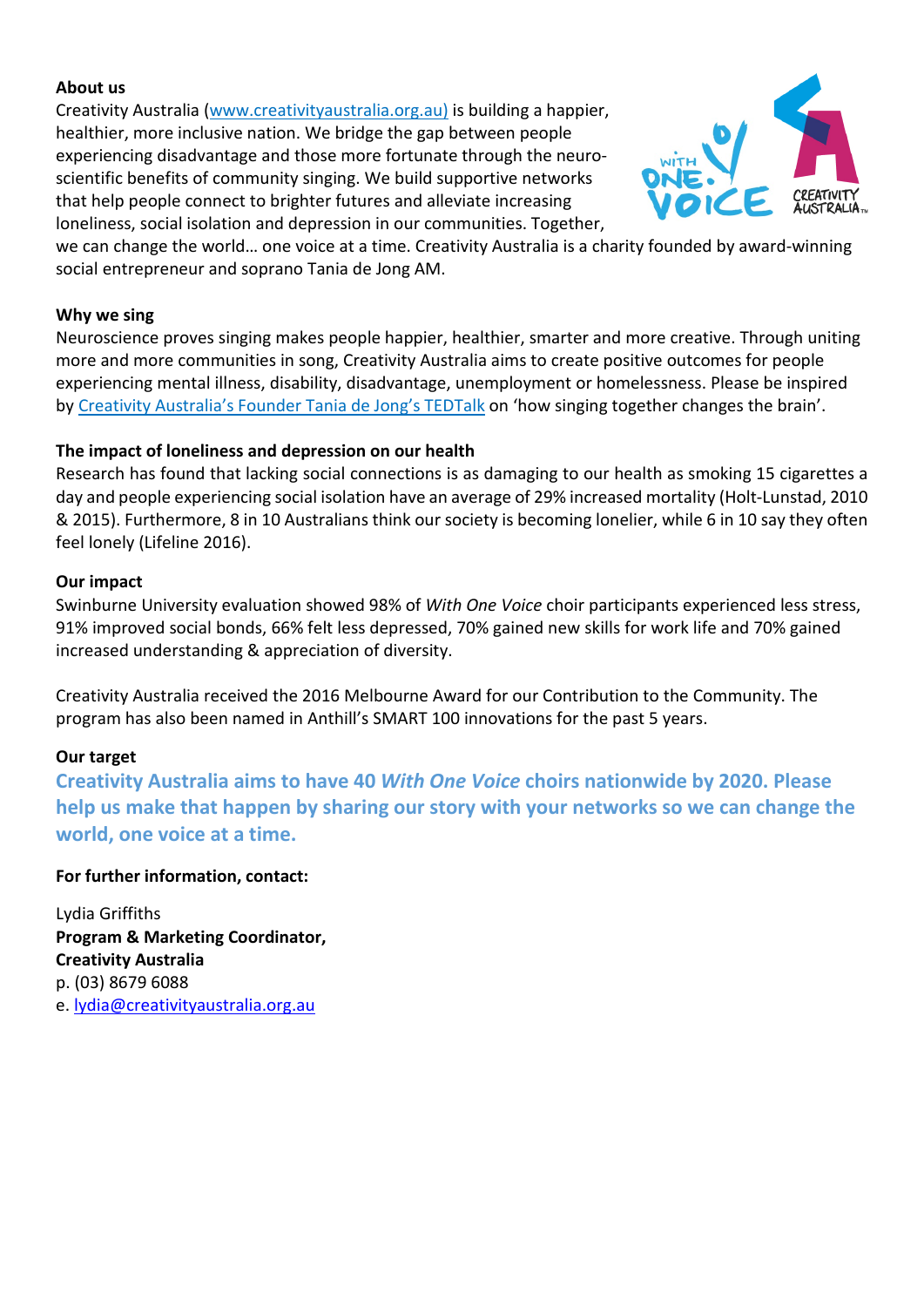**About us**

Creativity Australia ([www.creativityaustralia.org.au)](www.creativityaustralia.org.au) is building a happier, healthier, more inclusive nation. We bridge the gap between people experiencing disadvantage and those more fortunate through the neuro-scientific benefits of community singing. We build supportive networks that help people connect to brighter futures and alleviate increasing loneliness, social isolation and depression in our communities. Together, we can change the world… one voice at a time. Creativity Australia is a charity founded by award-winning social entrepreneur and soprano Tania de Jong AM.

**Why we sing**

Neuroscience proves singing makes people happier, healthier, smarter and more creative. Through uniting more and more communities in song, Creativity Australia aims to create positive outcomes for people experiencing mental illness, disability, disadvantage, unemployment or homelessness. Please be inspired by Creativity Australia's Founder Tania de Jong's TEDTalk on 'how singing together changes the brain'.

**The impact of loneliness and depression on our health**

Research has found that lacking social connections is as damaging to our health as smoking 15 cigarettes a day and people experiencing social isolation have an average of 29% increased mortality (Holt-Lunstad, 2010 & 2015). Furthermore, 8 in 10 Australians think our society is becoming lonelier, while 6 in 10 say they often feel lonely (Lifeline 2016).

**Our impact**

Swinburne University evaluation showed 98% of *With One Voice* choir participants experienced less stress, 91% improved social bonds, 66% felt less depressed, 70% gained new skills for work life and 70% gained increased understanding & appreciation of diversity.

Creativity Australia received the 2016 Melbourne Award for our Contribution to the Community. The program has also been named in Anthill's SMART 100 innovations for the past 5 years.

**Our target**

**Creativity Australia aims to have 40 *With One Voice* choirs nationwide by 2020. Please help us make that happen by sharing our story with your networks so we can change the world, one voice at a time.**

**For further information, contact:**

Lydia Griffiths
**Program & Marketing Coordinator,**
**Creativity Australia**
p. (03) 8679 6088
e. lydia@creativityaustralia.org.au